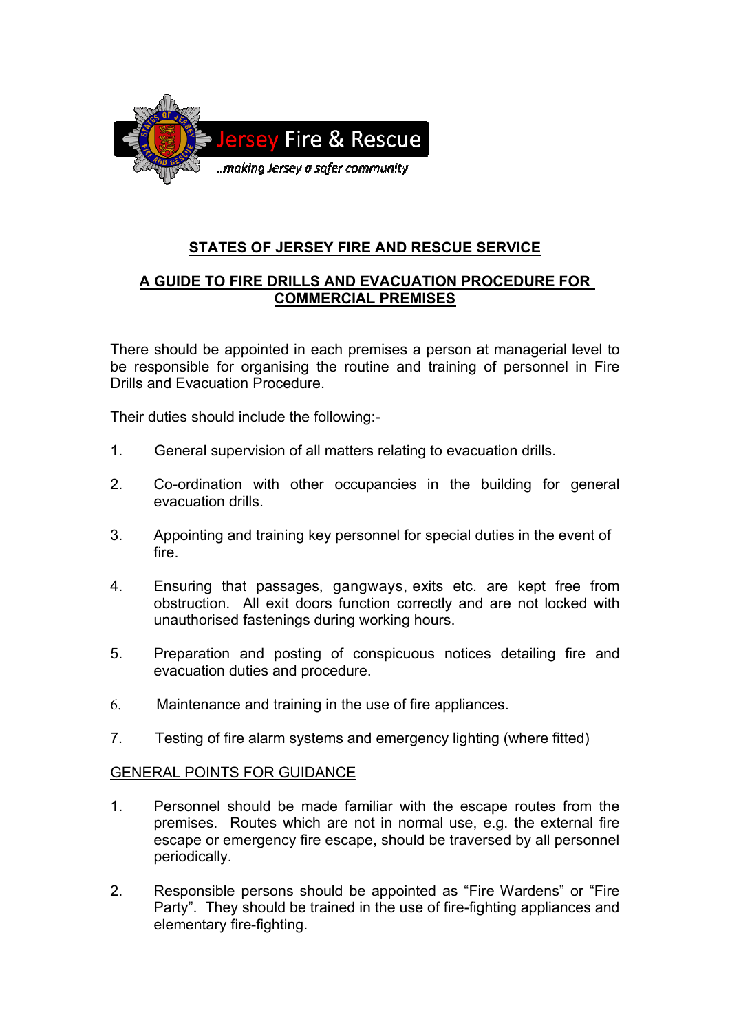Jersey Fire & Rescue

..making Jersey a safer community

## STATES OF JERSEY FIRE AND RESCUE SERVICE

## A GUIDE TO FIRE DRILLS AND EVACUATION PROCEDURE FOR COMMERCIAL PREMISES

There should be appointed in each premises a person at managerial level to be responsible for organising the routine and training of personnel in Fire Drills and Evacuation Procedure.

Their duties should include the following:-

1. General supervision of all matters relating to evacuation drills.

2. Co-ordination with other occupancies in the building for general evacuation drills.

3. Appointing and training key personnel for special duties in the event of fire.

4. Ensuring that passages, gangways, exits etc. are kept free from obstruction. All exit doors function correctly and are not locked with unauthorised fastenings during working hours.

5. Preparation and posting of conspicuous notices detailing fire and evacuation duties and procedure.

6. Maintenance and training in the use of fire appliances.

7. Testing of fire alarm systems and emergency lighting (where fitted)

### GENERAL POINTS FOR GUIDANCE

1. Personnel should be made familiar with the escape routes from the premises. Routes which are not in normal use, e.g. the external fire escape or emergency fire escape, should be traversed by all personnel periodically.

2. Responsible persons should be appointed as "Fire Wardens" or "Fire Party". They should be trained in the use of fire-fighting appliances and elementary fire-fighting.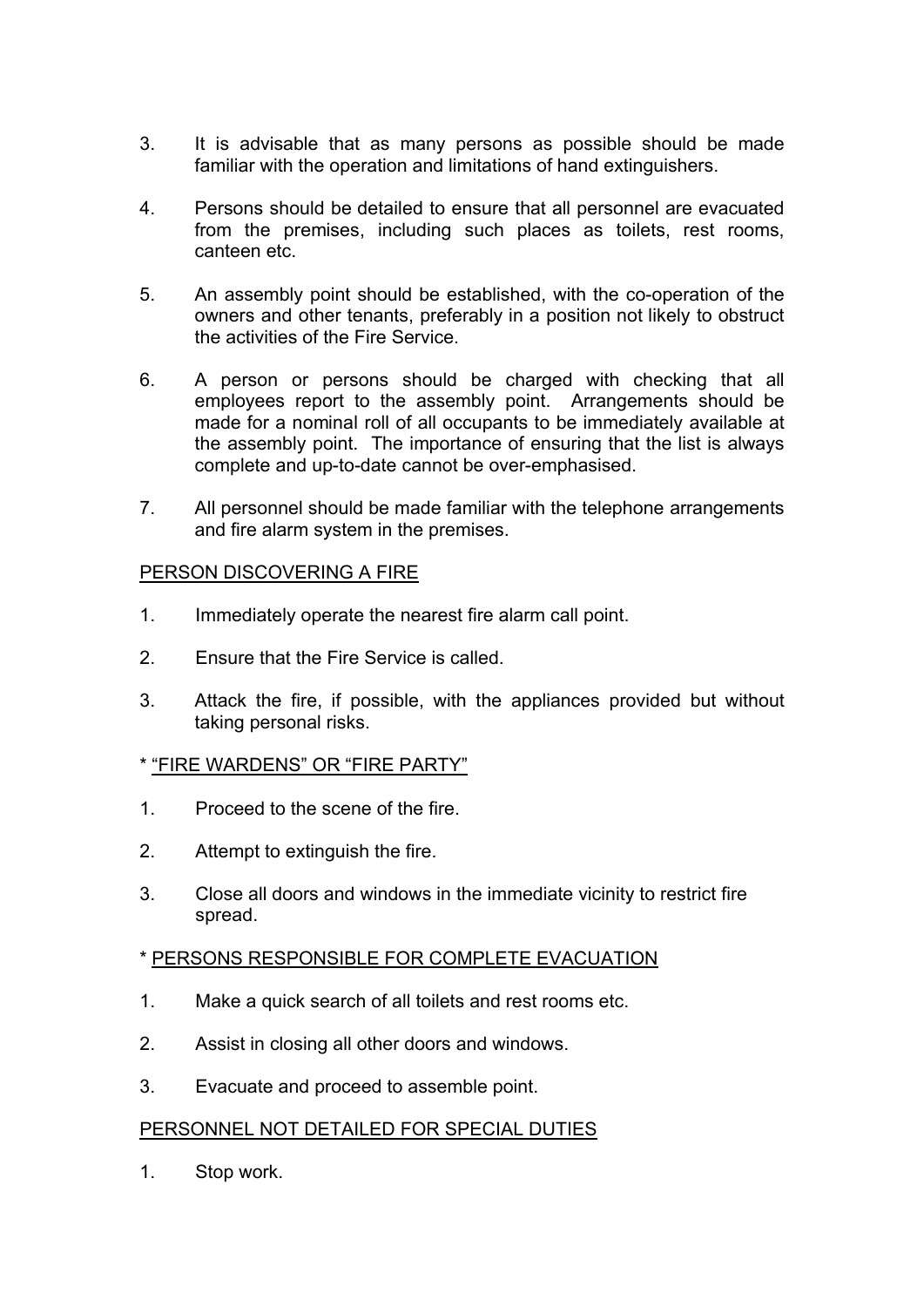3. It is advisable that as many persons as possible should be made familiar with the operation and limitations of hand extinguishers.

4. Persons should be detailed to ensure that all personnel are evacuated from the premises, including such places as toilets, rest rooms, canteen etc.

5. An assembly point should be established, with the co-operation of the owners and other tenants, preferably in a position not likely to obstruct the activities of the Fire Service.

6. A person or persons should be charged with checking that all employees report to the assembly point. Arrangements should be made for a nominal roll of all occupants to be immediately available at the assembly point. The importance of ensuring that the list is always complete and up-to-date cannot be over-emphasised.

7. All personnel should be made familiar with the telephone arrangements and fire alarm system in the premises.

<u>PERSON DISCOVERING A FIRE</u>

1. Immediately operate the nearest fire alarm call point.

2. Ensure that the Fire Service is called.

3. Attack the fire, if possible, with the appliances provided but without taking personal risks.

* <u>“FIRE WARDENS” OR “FIRE PARTY”</u>

1. Proceed to the scene of the fire.

2. Attempt to extinguish the fire.

3. Close all doors and windows in the immediate vicinity to restrict fire spread.

* <u>PERSONS RESPONSIBLE FOR COMPLETE EVACUATION</u>

1. Make a quick search of all toilets and rest rooms etc.

2. Assist in closing all other doors and windows.

3. Evacuate and proceed to assemble point.

<u>PERSONNEL NOT DETAILED FOR SPECIAL DUTIES</u>

1. Stop work.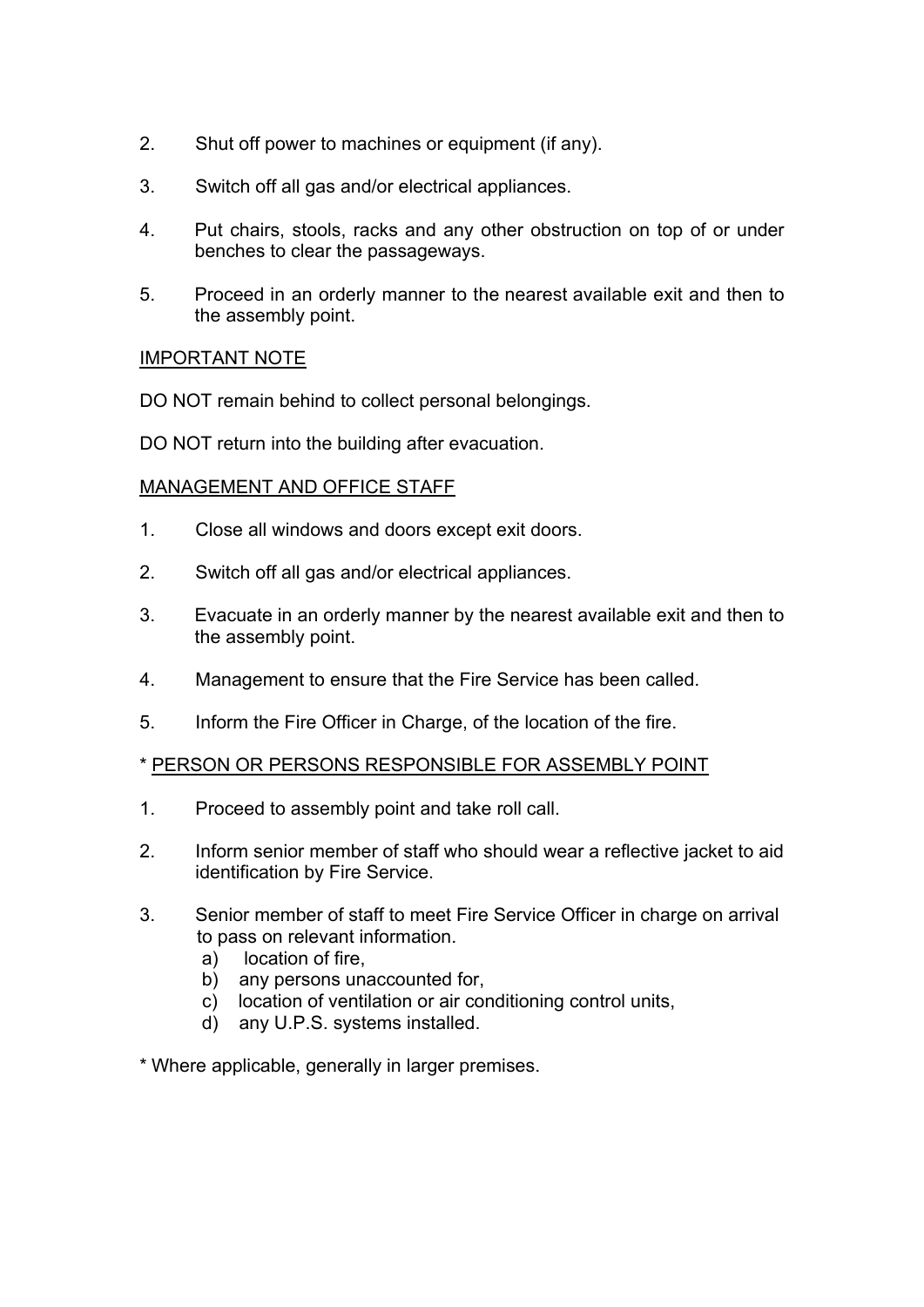2. Shut off power to machines or equipment (if any).

3. Switch off all gas and/or electrical appliances.

4. Put chairs, stools, racks and any other obstruction on top of or under benches to clear the passageways.

5. Proceed in an orderly manner to the nearest available exit and then to the assembly point.

<u>IMPORTANT NOTE</u>

DO NOT remain behind to collect personal belongings.

DO NOT return into the building after evacuation.

<u>MANAGEMENT AND OFFICE STAFF</u>

1. Close all windows and doors except exit doors.

2. Switch off all gas and/or electrical appliances.

3. Evacuate in an orderly manner by the nearest available exit and then to the assembly point.

4. Management to ensure that the Fire Service has been called.

5. Inform the Fire Officer in Charge, of the location of the fire.

* <u>PERSON OR PERSONS RESPONSIBLE FOR ASSEMBLY POINT</u>

1. Proceed to assembly point and take roll call.

2. Inform senior member of staff who should wear a reflective jacket to aid identification by Fire Service.

3. Senior member of staff to meet Fire Service Officer in charge on arrival to pass on relevant information.
   a) location of fire,
   b) any persons unaccounted for,
   c) location of ventilation or air conditioning control units,
   d) any U.P.S. systems installed.

* Where applicable, generally in larger premises.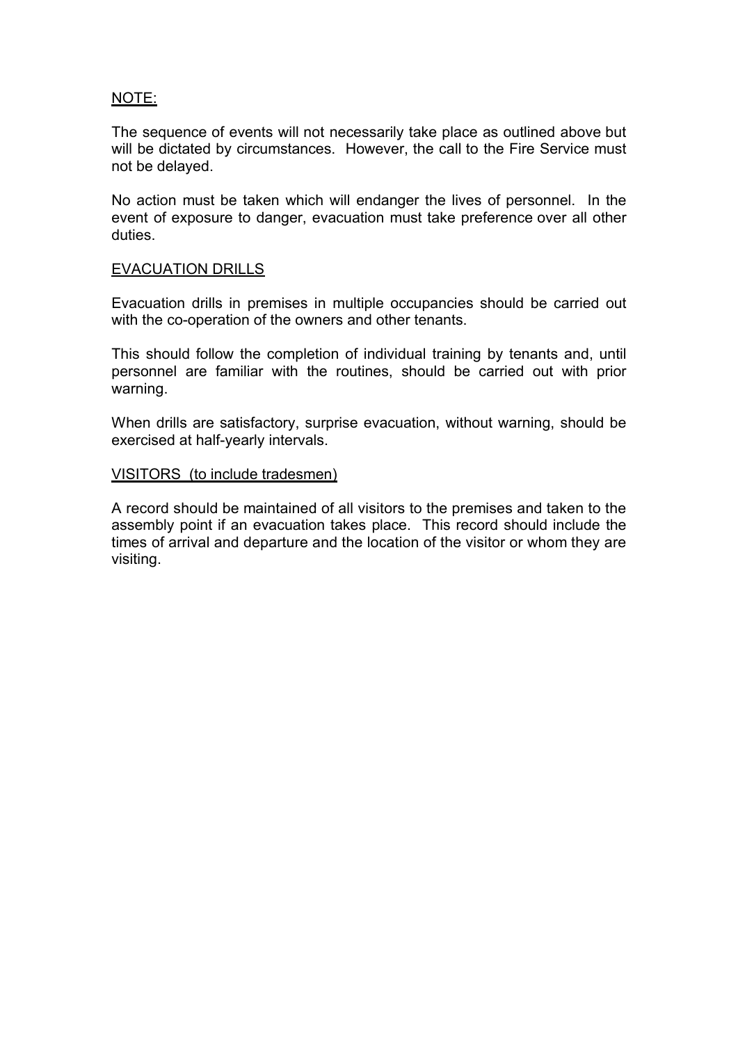NOTE:

The sequence of events will not necessarily take place as outlined above but will be dictated by circumstances. However, the call to the Fire Service must not be delayed.

No action must be taken which will endanger the lives of personnel. In the event of exposure to danger, evacuation must take preference over all other duties.

EVACUATION DRILLS

Evacuation drills in premises in multiple occupancies should be carried out with the co-operation of the owners and other tenants.

This should follow the completion of individual training by tenants and, until personnel are familiar with the routines, should be carried out with prior warning.

When drills are satisfactory, surprise evacuation, without warning, should be exercised at half-yearly intervals.

VISITORS (to include tradesmen)

A record should be maintained of all visitors to the premises and taken to the assembly point if an evacuation takes place. This record should include the times of arrival and departure and the location of the visitor or whom they are visiting.